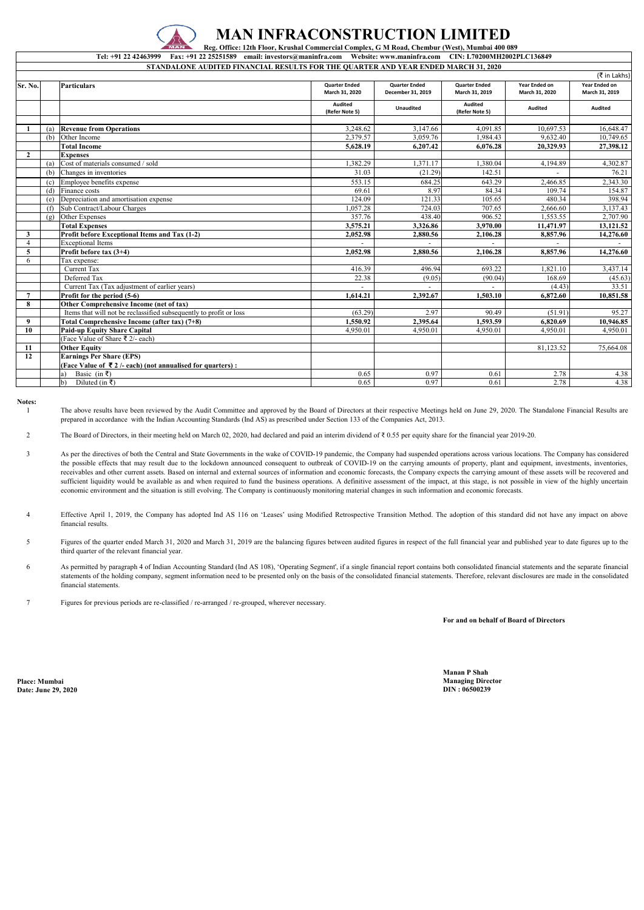# MAN INFRACONSTRUCTION LIMITED

**Reg. Office: 12th Floor, Krushal Commercial Complex, G M Road, Chembur (West), Mumbai 400 089**

**Tel: +91 22 42463999 Fax: +91 22 25251589 email: investors@maninfra.com Website: www.maninfra.com CIN: L70200MH2002PLC136849**

**STANDALONE AUDITED FINANCIAL RESULTS FOR THE QUARTER AND YEAR ENDED MARCH 31, 2020**

(₹ in Lakhs)

| Sr. No. | | Particulars | Quarter Ended March 31, 2020 | Quarter Ended December 31, 2019 | Quarter Ended March 31, 2019 | Year Ended on March 31, 2020 | Year Ended on March 31, 2019 |
|---|---|---|---|---|---|---|---|
| | | | Audited (Refer Note 5) | Unaudited | Audited (Refer Note 5) | Audited | Audited |
| **1** | (a) | **Revenue from Operations** | 3,248.62 | 3,147.66 | 4,091.85 | 10,697.53 | 16,648.47 |
| | (b) | Other Income | 2,379.57 | 3,059.76 | 1,984.43 | 9,632.40 | 10,749.65 |
| | | **Total Income** | **5,628.19** | **6,207.42** | **6,076.28** | **20,329.93** | **27,398.12** |
| **2** | | **Expenses** | | | | | |
| | (a) | Cost of materials consumed / sold | 1,382.29 | 1,371.17 | 1,380.04 | 4,194.89 | 4,302.87 |
| | (b) | Changes in inventories | 31.03 | (21.29) | 142.51 | - | 76.21 |
| | (c) | Employee benefits expense | 553.15 | 684.25 | 643.29 | 2,466.85 | 2,343.30 |
| | (d) | Finance costs | 69.61 | 8.97 | 84.34 | 109.74 | 154.87 |
| | (e) | Depreciation and amortisation expense | 124.09 | 121.33 | 105.65 | 480.34 | 398.94 |
| | (f) | Sub Contract/Labour Charges | 1,057.28 | 724.03 | 707.65 | 2,666.60 | 3,137.43 |
| | (g) | Other Expenses | 357.76 | 438.40 | 906.52 | 1,553.55 | 2,707.90 |
| | | **Total Expenses** | **3,575.21** | **3,326.86** | **3,970.00** | **11,471.97** | **13,121.52** |
| **3** | | **Profit before Exceptional Items and Tax (1-2)** | **2,052.98** | **2,880.56** | **2,106.28** | **8,857.96** | **14,276.60** |
| 4 | | Exceptional Items | - | - | - | - | - |
| **5** | | **Profit before tax (3+4)** | **2,052.98** | **2,880.56** | **2,106.28** | **8,857.96** | **14,276.60** |
| 6 | | Tax expense: | | | | | |
| | | Current Tax | 416.39 | 496.94 | 693.22 | 1,821.10 | 3,437.14 |
| | | Deferred Tax | 22.38 | (9.05) | (90.04) | 168.69 | (45.63) |
| | | Current Tax (Tax adjustment of earlier years) | - | - | - | (4.43) | 33.51 |
| **7** | | **Profit for the period (5-6)** | **1,614.21** | **2,392.67** | **1,503.10** | **6,872.60** | **10,851.58** |
| **8** | | **Other Comprehensive Income (net of tax)** | | | | | |
| | | Items that will not be reclassified subsequently to profit or loss | (63.29) | 2.97 | 90.49 | (51.91) | 95.27 |
| **9** | | **Total Comprehensive Income (after tax) (7+8)** | **1,550.92** | **2,395.64** | **1,593.59** | **6,820.69** | **10,946.85** |
| **10** | | **Paid-up Equity Share Capital** | 4,950.01 | 4,950.01 | 4,950.01 | 4,950.01 | 4,950.01 |
| | | (Face Value of Share ₹ 2/- each) | | | | | |
| **11** | | **Other Equity** | | | | 81,123.52 | 75,664.08 |
| **12** | | **Earnings Per Share (EPS)** | | | | | |
| | | **(Face Value of ₹ 2 /- each) (not annualised for quarters) :** | | | | | |
| | | a) Basic (in ₹) | 0.65 | 0.97 | 0.61 | 2.78 | 4.38 |
| | | b) Diluted (in ₹) | 0.65 | 0.97 | 0.61 | 2.78 | 4.38 |

**Notes:**

1. The above results have been reviewed by the Audit Committee and approved by the Board of Directors at their respective Meetings held on June 29, 2020. The Standalone Financial Results are prepared in accordance with the Indian Accounting Standards (Ind AS) as prescribed under Section 133 of the Companies Act, 2013.

2. The Board of Directors, in their meeting held on March 02, 2020, had declared and paid an interim dividend of ₹ 0.55 per equity share for the financial year 2019-20.

3. As per the directives of both the Central and State Governments in the wake of COVID-19 pandemic, the Company had suspended operations across various locations. The Company has considered the possible effects that may result due to the lockdown announced consequent to outbreak of COVID-19 on the carrying amounts of property, plant and equipment, investments, inventories, receivables and other current assets. Based on internal and external sources of information and economic forecasts, the Company expects the carrying amount of these assets will be recovered and sufficient liquidity would be available as and when required to fund the business operations. A definitive assessment of the impact, at this stage, is not possible in view of the highly uncertain economic environment and the situation is still evolving. The Company is continuously monitoring material changes in such information and economic forecasts.

4. Effective April 1, 2019, the Company has adopted Ind AS 116 on 'Leases' using Modified Retrospective Transition Method. The adoption of this standard did not have any impact on above financial results.

5. Figures of the quarter ended March 31, 2020 and March 31, 2019 are the balancing figures between audited figures in respect of the full financial year and published year to date figures up to the third quarter of the relevant financial year.

6. As permitted by paragraph 4 of Indian Accounting Standard (Ind AS 108), 'Operating Segment', if a single financial report contains both consolidated financial statements and the separate financial statements of the holding company, segment information need to be presented only on the basis of the consolidated financial statements. Therefore, relevant disclosures are made in the consolidated financial statements.

7. Figures for previous periods are re-classified / re-arranged / re-grouped, wherever necessary.

**For and on behalf of Board of Directors**

**Manan P Shah**
**Managing Director**
**DIN : 06500239**

**Place: Mumbai**
**Date: June 29, 2020**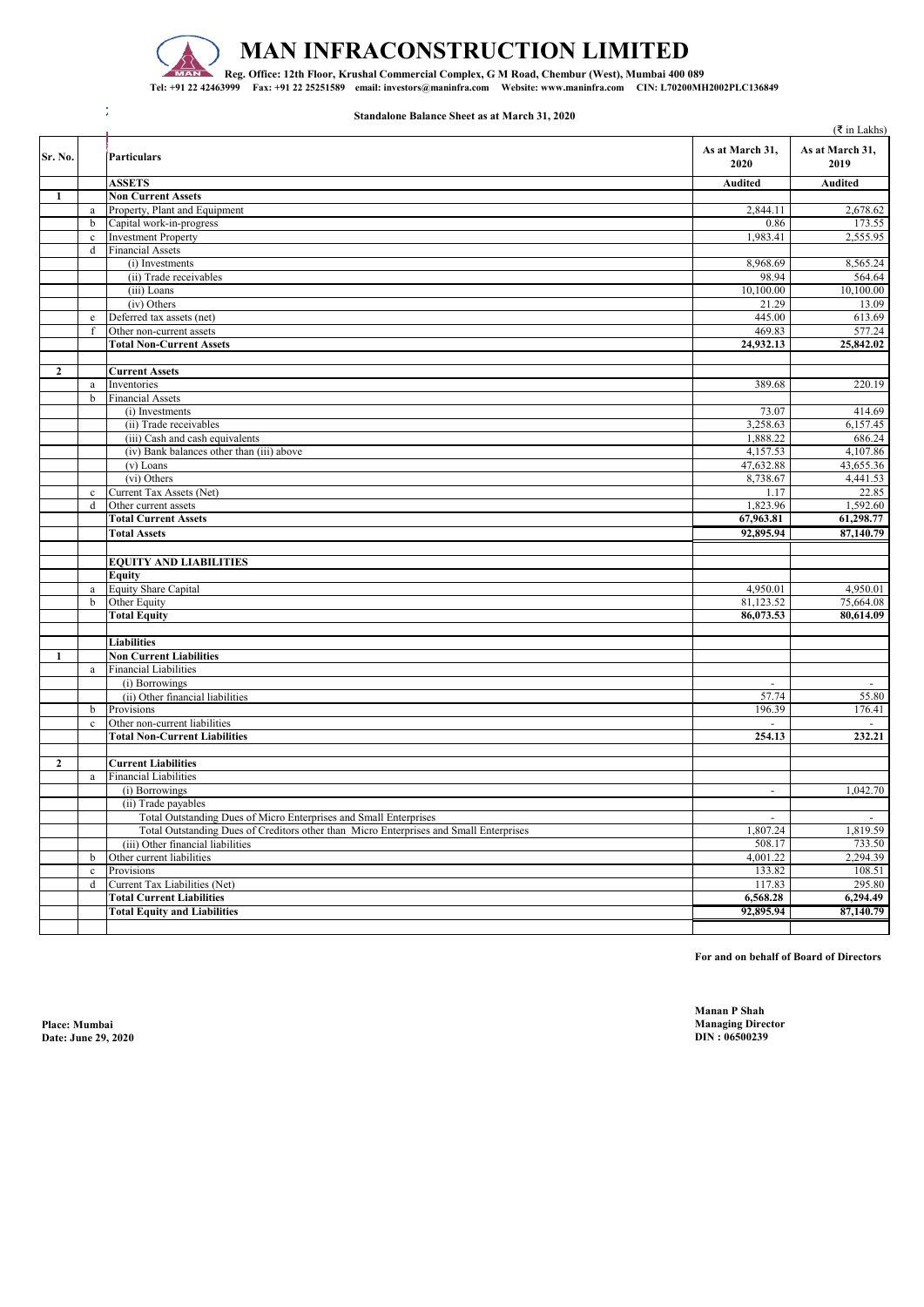# MAN INFRACONSTRUCTION LIMITED

**Reg. Office: 12th Floor, Krushal Commercial Complex, G M Road, Chembur (West), Mumbai 400 089**
**Tel: +91 22 42463999 Fax: +91 22 25251589 email: investors@maninfra.com Website: www.maninfra.com CIN: L70200MH2002PLC136849**

**Standalone Balance Sheet as at March 31, 2020**

(₹ in Lakhs)

| Sr. No. | | Particulars | As at March 31, 2020 | As at March 31, 2019 |
|---|---|---|---|---|
| | | **ASSETS** | **Audited** | **Audited** |
| **1** | | **Non Current Assets** | | |
| | a | Property, Plant and Equipment | 2,844.11 | 2,678.62 |
| | b | Capital work-in-progress | 0.86 | 173.55 |
| | c | Investment Property | 1,983.41 | 2,555.95 |
| | d | Financial Assets | | |
| | | (i) Investments | 8,968.69 | 8,565.24 |
| | | (ii) Trade receivables | 98.94 | 564.64 |
| | | (iii) Loans | 10,100.00 | 10,100.00 |
| | | (iv) Others | 21.29 | 13.09 |
| | e | Deferred tax assets (net) | 445.00 | 613.69 |
| | f | Other non-current assets | 469.83 | 577.24 |
| | | **Total Non-Current Assets** | **24,932.13** | **25,842.02** |
| | | | | |
| **2** | | **Current Assets** | | |
| | a | Inventories | 389.68 | 220.19 |
| | b | Financial Assets | | |
| | | (i) Investments | 73.07 | 414.69 |
| | | (ii) Trade receivables | 3,258.63 | 6,157.45 |
| | | (iii) Cash and cash equivalents | 1,888.22 | 686.24 |
| | | (iv) Bank balances other than (iii) above | 4,157.53 | 4,107.86 |
| | | (v) Loans | 47,632.88 | 43,655.36 |
| | | (vi) Others | 8,738.67 | 4,441.53 |
| | c | Current Tax Assets (Net) | 1.17 | 22.85 |
| | d | Other current assets | 1,823.96 | 1,592.60 |
| | | **Total Current Assets** | **67,963.81** | **61,298.77** |
| | | **Total Assets** | **92,895.94** | **87,140.79** |
| | | | | |
| | | **EQUITY AND LIABILITIES** | | |
| | | **Equity** | | |
| | a | Equity Share Capital | 4,950.01 | 4,950.01 |
| | b | Other Equity | 81,123.52 | 75,664.08 |
| | | **Total Equity** | **86,073.53** | **80,614.09** |
| | | | | |
| | | **Liabilities** | | |
| **1** | | **Non Current Liabilities** | | |
| | a | Financial Liabilities | | |
| | | (i) Borrowings | - | - |
| | | (ii) Other financial liabilities | 57.74 | 55.80 |
| | b | Provisions | 196.39 | 176.41 |
| | c | Other non-current liabilities | - | - |
| | | **Total Non-Current Liabilities** | **254.13** | **232.21** |
| | | | | |
| **2** | | **Current Liabilities** | | |
| | a | Financial Liabilities | | |
| | | (i) Borrowings | - | 1,042.70 |
| | | (ii) Trade payables | | |
| | | Total Outstanding Dues of Micro Enterprises and Small Enterprises | - | - |
| | | Total Outstanding Dues of Creditors other than Micro Enterprises and Small Enterprises | 1,807.24 | 1,819.59 |
| | | (iii) Other financial liabilities | 508.17 | 733.50 |
| | b | Other current liabilities | 4,001.22 | 2,294.39 |
| | c | Provisions | 133.82 | 108.51 |
| | d | Current Tax Liabilities (Net) | 117.83 | 295.80 |
| | | **Total Current Liabilities** | **6,568.28** | **6,294.49** |
| | | **Total Equity and Liabilities** | **92,895.94** | **87,140.79** |

**For and on behalf of Board of Directors**

**Place: Mumbai**
**Date: June 29, 2020**

**Manan P Shah**
**Managing Director**
**DIN : 06500239**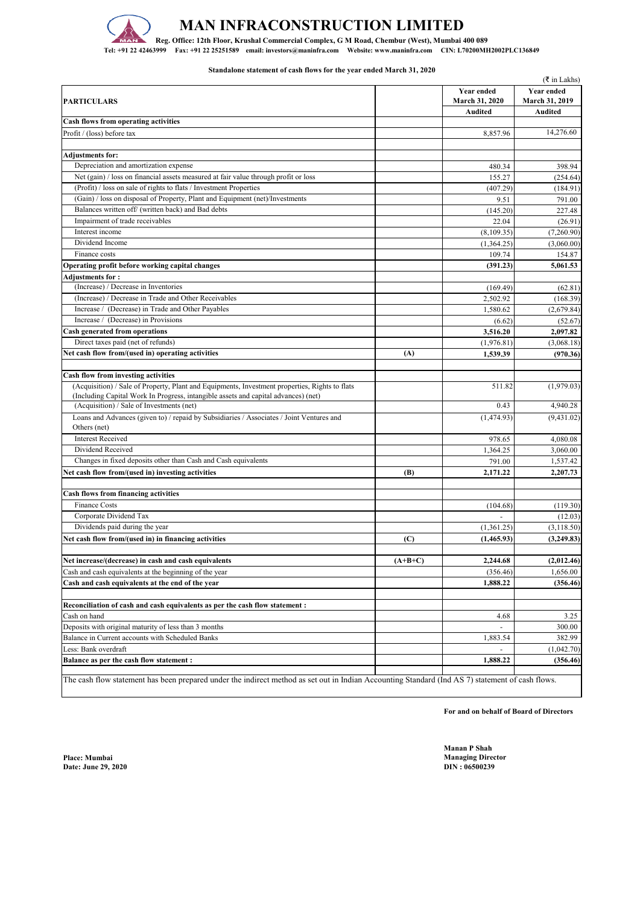# MAN INFRACONSTRUCTION LIMITED

**Reg. Office: 12th Floor, Krushal Commercial Complex, G M Road, Chembur (West), Mumbai 400 089**

**Tel: +91 22 42463999 Fax: +91 22 25251589 email: investors@maninfra.com Website: www.maninfra.com CIN: L70200MH2002PLC136849**

**Standalone statement of cash flows for the year ended March 31, 2020**

(₹ in Lakhs)

| **PARTICULARS** | | **Year ended March 31, 2020 Audited** | **Year ended March 31, 2019 Audited** |
|---|---|---|---|
| **Cash flows from operating activities** | | | |
| Profit / (loss) before tax | | 8,857.96 | 14,276.60 |
| | | | |
| **Adjustments for:** | | | |
| Depreciation and amortization expense | | 480.34 | 398.94 |
| Net (gain) / loss on financial assets measured at fair value through profit or loss | | 155.27 | (254.64) |
| (Profit) / loss on sale of rights to flats / Investment Properties | | (407.29) | (184.91) |
| (Gain) / loss on disposal of Property, Plant and Equipment (net)/Investments | | 9.51 | 791.00 |
| Balances written off/ (written back) and Bad debts | | (145.20) | 227.48 |
| Impairment of trade receivables | | 22.04 | (26.91) |
| Interest income | | (8,109.35) | (7,260.90) |
| Dividend Income | | (1,364.25) | (3,060.00) |
| Finance costs | | 109.74 | 154.87 |
| **Operating profit before working capital changes** | | **(391.23)** | **5,061.53** |
| **Adjustments for :** | | | |
| (Increase) / Decrease in Inventories | | (169.49) | (62.81) |
| (Increase) / Decrease in Trade and Other Receivables | | 2,502.92 | (168.39) |
| Increase / (Decrease) in Trade and Other Payables | | 1,580.62 | (2,679.84) |
| Increase / (Decrease) in Provisions | | (6.62) | (52.67) |
| **Cash generated from operations** | | **3,516.20** | **2,097.82** |
| Direct taxes paid (net of refunds) | | (1,976.81) | (3,068.18) |
| **Net cash flow from/(used in) operating activities** | **(A)** | **1,539.39** | **(970.36)** |
| | | | |
| **Cash flow from investing activities** | | | |
| (Acquisition) / Sale of Property, Plant and Equipments, Investment properties, Rights to flats (Including Capital Work In Progress, intangible assets and capital advances) (net) | | 511.82 | (1,979.03) |
| (Acquisition) / Sale of Investments (net) | | 0.43 | 4,940.28 |
| Loans and Advances (given to) / repaid by Subsidiaries / Associates / Joint Ventures and Others (net) | | (1,474.93) | (9,431.02) |
| Interest Received | | 978.65 | 4,080.08 |
| Dividend Received | | 1,364.25 | 3,060.00 |
| Changes in fixed deposits other than Cash and Cash equivalents | | 791.00 | 1,537.42 |
| **Net cash flow from/(used in) investing activities** | **(B)** | **2,171.22** | **2,207.73** |
| | | | |
| **Cash flows from financing activities** | | | |
| Finance Costs | | (104.68) | (119.30) |
| Corporate Dividend Tax | | - | (12.03) |
| Dividends paid during the year | | (1,361.25) | (3,118.50) |
| **Net cash flow from/(used in) financing activities** | **(C)** | **(1,465.93)** | **(3,249.83)** |
| | | | |
| **Net increase/(decrease) in cash and cash equivalents** | **(A+B+C)** | **2,244.68** | **(2,012.46)** |
| Cash and cash equivalents at the beginning of the year | | (356.46) | 1,656.00 |
| **Cash and cash equivalents at the end of the year** | | **1,888.22** | **(356.46)** |
| | | | |
| **Reconciliation of cash and cash equivalents as per the cash flow statement :** | | | |
| Cash on hand | | 4.68 | 3.25 |
| Deposits with original maturity of less than 3 months | | - | 300.00 |
| Balance in Current accounts with Scheduled Banks | | 1,883.54 | 382.99 |
| Less: Bank overdraft | | - | (1,042.70) |
| **Balance as per the cash flow statement :** | | **1,888.22** | **(356.46)** |

The cash flow statement has been prepared under the indirect method as set out in Indian Accounting Standard (Ind AS 7) statement of cash flows.

**For and on behalf of Board of Directors**

**Manan P Shah**
**Managing Director**
**DIN : 06500239**

**Place: Mumbai**
**Date: June 29, 2020**